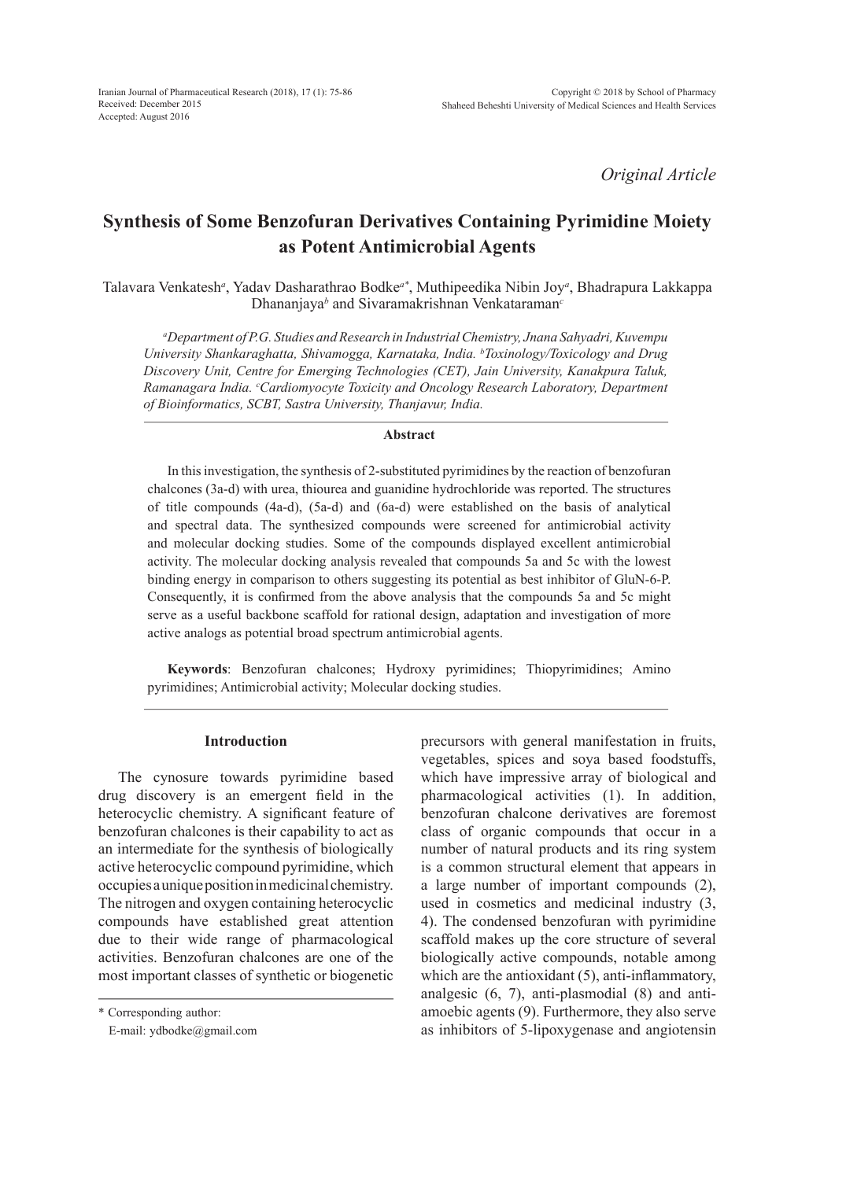*Original Article*

# Synthesis of Some Benzofuran Derivatives Containing Pyrimidine Moiety as Potent Antimicrobial Agents

Talavara Venkatesh[a], Yadav Dasharathrao Bodke[a*], Muthipeedika Nibin Joy[a], Bhadrapura Lakkappa Dhananjaya[b] and Sivaramakrishnan Venkataraman[c]

*[a]Department of P.G. Studies and Research in Industrial Chemistry, Jnana Sahyadri, Kuvempu University Shankaraghatta, Shivamogga, Karnataka, India. [b]Toxinology/Toxicology and Drug Discovery Unit, Centre for Emerging Technologies (CET), Jain University, Kanakpura Taluk, Ramanagara India. [c]Cardiomyocyte Toxicity and Oncology Research Laboratory, Department of Bioinformatics, SCBT, Sastra University, Thanjavur, India.*

## Abstract

In this investigation, the synthesis of 2-substituted pyrimidines by the reaction of benzofuran chalcones (3a-d) with urea, thiourea and guanidine hydrochloride was reported. The structures of title compounds (4a-d), (5a-d) and (6a-d) were established on the basis of analytical and spectral data. The synthesized compounds were screened for antimicrobial activity and molecular docking studies. Some of the compounds displayed excellent antimicrobial activity. The molecular docking analysis revealed that compounds 5a and 5c with the lowest binding energy in comparison to others suggesting its potential as best inhibitor of GluN-6-P. Consequently, it is confirmed from the above analysis that the compounds 5a and 5c might serve as a useful backbone scaffold for rational design, adaptation and investigation of more active analogs as potential broad spectrum antimicrobial agents.

**Keywords**: Benzofuran chalcones; Hydroxy pyrimidines; Thiopyrimidines; Amino pyrimidines; Antimicrobial activity; Molecular docking studies.

## Introduction

The cynosure towards pyrimidine based drug discovery is an emergent field in the heterocyclic chemistry. A significant feature of benzofuran chalcones is their capability to act as an intermediate for the synthesis of biologically active heterocyclic compound pyrimidine, which occupies a unique position in medicinal chemistry. The nitrogen and oxygen containing heterocyclic compounds have established great attention due to their wide range of pharmacological activities. Benzofuran chalcones are one of the most important classes of synthetic or biogenetic precursors with general manifestation in fruits, vegetables, spices and soya based foodstuffs, which have impressive array of biological and pharmacological activities (1). In addition, benzofuran chalcone derivatives are foremost class of organic compounds that occur in a number of natural products and its ring system is a common structural element that appears in a large number of important compounds (2), used in cosmetics and medicinal industry (3, 4). The condensed benzofuran with pyrimidine scaffold makes up the core structure of several biologically active compounds, notable among which are the antioxidant (5), anti-inflammatory, analgesic (6, 7), anti-plasmodial (8) and anti-amoebic agents (9). Furthermore, they also serve as inhibitors of 5-lipoxygenase and angiotensin

\* Corresponding author:
E-mail: ydbodke@gmail.com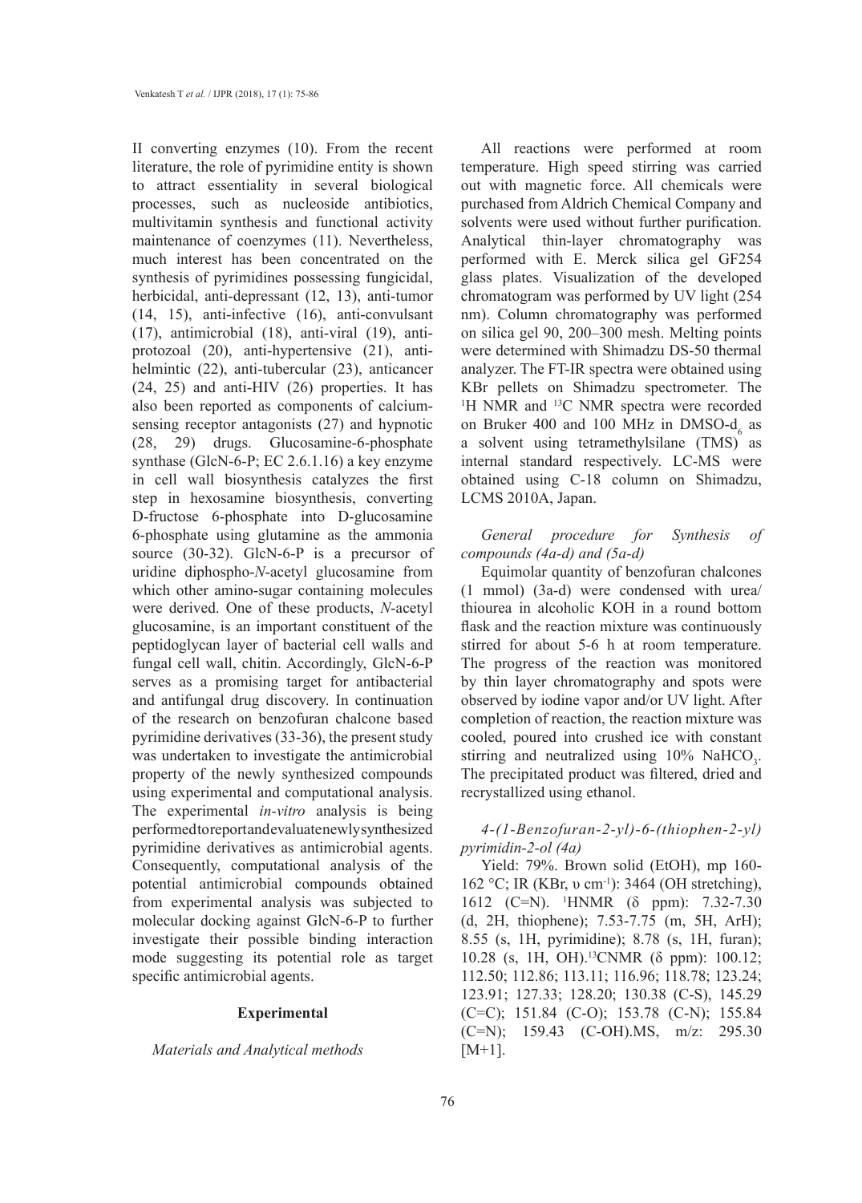II converting enzymes (10). From the recent literature, the role of pyrimidine entity is shown to attract essentiality in several biological processes, such as nucleoside antibiotics, multivitamin synthesis and functional activity maintenance of coenzymes (11). Nevertheless, much interest has been concentrated on the synthesis of pyrimidines possessing fungicidal, herbicidal, anti-depressant (12, 13), anti-tumor (14, 15), anti-infective (16), anti-convulsant (17), antimicrobial (18), anti-viral (19), anti-protozoal (20), anti-hypertensive (21), anti-helmintic (22), anti-tubercular (23), anticancer (24, 25) and anti-HIV (26) properties. It has also been reported as components of calcium-sensing receptor antagonists (27) and hypnotic (28, 29) drugs. Glucosamine-6-phosphate synthase (GlcN-6-P; EC 2.6.1.16) a key enzyme in cell wall biosynthesis catalyzes the first step in hexosamine biosynthesis, converting D-fructose 6-phosphate into D-glucosamine 6-phosphate using glutamine as the ammonia source (30-32). GlcN-6-P is a precursor of uridine diphospho-*N*-acetyl glucosamine from which other amino-sugar containing molecules were derived. One of these products, *N*-acetyl glucosamine, is an important constituent of the peptidoglycan layer of bacterial cell walls and fungal cell wall, chitin. Accordingly, GlcN-6-P serves as a promising target for antibacterial and antifungal drug discovery. In continuation of the research on benzofuran chalcone based pyrimidine derivatives (33-36), the present study was undertaken to investigate the antimicrobial property of the newly synthesized compounds using experimental and computational analysis. The experimental *in-vitro* analysis is being performed to report and evaluate newly synthesized pyrimidine derivatives as antimicrobial agents. Consequently, computational analysis of the potential antimicrobial compounds obtained from experimental analysis was subjected to molecular docking against GlcN-6-P to further investigate their possible binding interaction mode suggesting its potential role as target specific antimicrobial agents.

## Experimental

*Materials and Analytical methods*

All reactions were performed at room temperature. High speed stirring was carried out with magnetic force. All chemicals were purchased from Aldrich Chemical Company and solvents were used without further purification. Analytical thin-layer chromatography was performed with E. Merck silica gel GF254 glass plates. Visualization of the developed chromatogram was performed by UV light (254 nm). Column chromatography was performed on silica gel 90, 200–300 mesh. Melting points were determined with Shimadzu DS-50 thermal analyzer. The FT-IR spectra were obtained using KBr pellets on Shimadzu spectrometer. The $^{1}$H NMR and $^{13}$C NMR spectra were recorded on Bruker 400 and 100 MHz in DMSO-$d_6$ as a solvent using tetramethylsilane (TMS) as internal standard respectively. LC-MS were obtained using C-18 column on Shimadzu, LCMS 2010A, Japan.

*General procedure for Synthesis of compounds (4a-d) and (5a-d)*

Equimolar quantity of benzofuran chalcones (1 mmol) (3a-d) were condensed with urea/thiourea in alcoholic KOH in a round bottom flask and the reaction mixture was continuously stirred for about 5-6 h at room temperature. The progress of the reaction was monitored by thin layer chromatography and spots were observed by iodine vapor and/or UV light. After completion of reaction, the reaction mixture was cooled, poured into crushed ice with constant stirring and neutralized using 10% $NaHCO_3$. The precipitated product was filtered, dried and recrystallized using ethanol.

*4-(1-Benzofuran-2-yl)-6-(thiophen-2-yl)pyrimidin-2-ol (4a)*

Yield: 79%. Brown solid (EtOH), mp 160-162 °C; IR (KBr, υ cm$^{-1}$): 3464 (OH stretching), 1612 (C=N). $^{1}$HNMR (δ ppm): 7.32-7.30 (d, 2H, thiophene); 7.53-7.75 (m, 5H, ArH); 8.55 (s, 1H, pyrimidine); 8.78 (s, 1H, furan); 10.28 (s, 1H, OH).$^{13}$CNMR (δ ppm): 100.12; 112.50; 112.86; 113.11; 116.96; 118.78; 123.24; 123.91; 127.33; 128.20; 130.38 (C-S), 145.29 (C=C); 151.84 (C-O); 153.78 (C-N); 155.84 (C=N); 159.43 (C-OH).MS, m/z: 295.30 [M+1].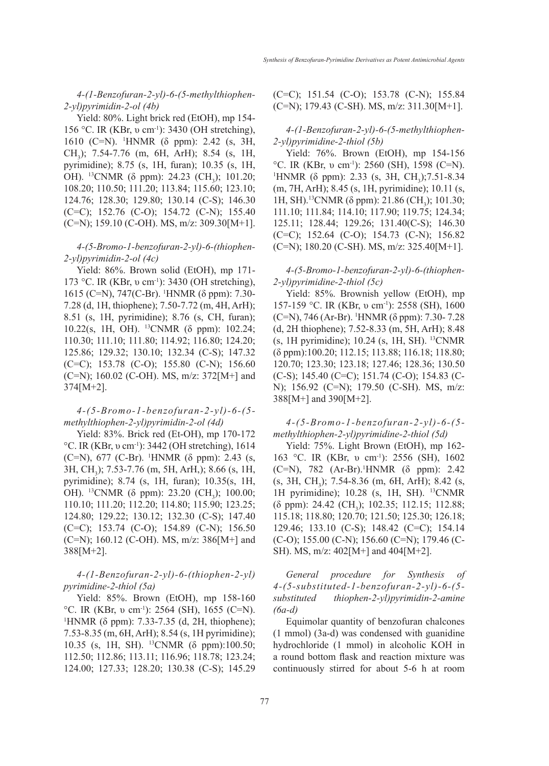*4-(1-Benzofuran-2-yl)-6-(5-methylthiophen-2-yl)pyrimidin-2-ol (4b)*

Yield: 80%. Light brick red (EtOH), mp 154-156 °C. IR (KBr, υ cm$^{-1}$): 3430 (OH stretching), 1610 (C=N). $^{1}$HNMR (δ ppm): 2.42 (s, 3H, $CH_3$); 7.54-7.76 (m, 6H, ArH); 8.54 (s, 1H, pyrimidine); 8.75 (s, 1H, furan); 10.35 (s, 1H, OH). $^{13}$CNMR (δ ppm): 24.23 ($CH_3$); 101.20; 108.20; 110.50; 111.20; 113.84; 115.60; 123.10; 124.76; 128.30; 129.80; 130.14 (C-S); 146.30 (C=C); 152.76 (C-O); 154.72 (C-N); 155.40 (C=N); 159.10 (C-OH). MS, m/z: 309.30[M+1].

*4-(5-Bromo-1-benzofuran-2-yl)-6-(thiophen-2-yl)pyrimidin-2-ol (4c)*

Yield: 86%. Brown solid (EtOH), mp 171-173 °C. IR (KBr, υ cm$^{-1}$): 3430 (OH stretching), 1615 (C=N), 747(C-Br). $^{1}$HNMR (δ ppm): 7.30-7.28 (d, 1H, thiophene); 7.50-7.72 (m, 4H, ArH); 8.51 (s, 1H, pyrimidine); 8.76 (s, CH, furan); 10.22(s, 1H, OH). $^{13}$CNMR (δ ppm): 102.24; 110.30; 111.10; 111.80; 114.92; 116.80; 124.20; 125.86; 129.32; 130.10; 132.34 (C-S); 147.32 (C=C); 153.78 (C-O); 155.80 (C-N); 156.60 (C=N); 160.02 (C-OH). MS, m/z: 372[M+] and 374[M+2].

*4-(5-Bromo-1-benzofuran-2-yl)-6-(5-methylthiophen-2-yl)pyrimidin-2-ol (4d)*

Yield: 83%. Brick red (Et-OH), mp 170-172 °C. IR (KBr, υ cm$^{-1}$): 3442 (OH stretching), 1614 (C=N), 677 (C-Br). $^{1}$HNMR (δ ppm): 2.43 (s, 3H, $CH_3$); 7.53-7.76 (m, 5H, ArH,); 8.66 (s, 1H, pyrimidine); 8.74 (s, 1H, furan); 10.35(s, 1H, OH). $^{13}$CNMR (δ ppm): 23.20 ($CH_3$); 100.00; 110.10; 111.20; 112.20; 114.80; 115.90; 123.25; 124.80; 129.22; 130.12; 132.30 (C-S); 147.40 (C=C); 153.74 (C-O); 154.89 (C-N); 156.50 (C=N); 160.12 (C-OH). MS, m/z: 386[M+] and 388[M+2].

*4-(1-Benzofuran-2-yl)-6-(thiophen-2-yl)pyrimidine-2-thiol (5a)*

Yield: 85%. Brown (EtOH), mp 158-160 °C. IR (KBr, υ cm$^{-1}$): 2564 (SH), 1655 (C=N). $^{1}$HNMR (δ ppm): 7.33-7.35 (d, 2H, thiophene); 7.53-8.35 (m, 6H, ArH); 8.54 (s, 1H pyrimidine); 10.35 (s, 1H, SH). $^{13}$CNMR (δ ppm):100.50; 112.50; 112.86; 113.11; 116.96; 118.78; 123.24; 124.00; 127.33; 128.20; 130.38 (C-S); 145.29 (C=C); 151.54 (C-O); 153.78 (C-N); 155.84 (C=N); 179.43 (C-SH). MS, m/z: 311.30[M+1].

*4-(1-Benzofuran-2-yl)-6-(5-methylthiophen-2-yl)pyrimidine-2-thiol (5b)*

Yield: 76%. Brown (EtOH), mp 154-156 °C. IR (KBr, υ cm$^{-1}$): 2560 (SH), 1598 (C=N). $^{1}$HNMR (δ ppm): 2.33 (s, 3H, $CH_3$);7.51-8.34 (m, 7H, ArH); 8.45 (s, 1H, pyrimidine); 10.11 (s, 1H, SH).$^{13}$CNMR (δ ppm): 21.86 ($CH_3$); 101.30; 111.10; 111.84; 114.10; 117.90; 119.75; 124.34; 125.11; 128.44; 129.26; 131.40(C-S); 146.30 (C=C); 152.64 (C-O); 154.73 (C-N); 156.82 (C=N); 180.20 (C-SH). MS, m/z: 325.40[M+1].

*4-(5-Bromo-1-benzofuran-2-yl)-6-(thiophen-2-yl)pyrimidine-2-thiol (5c)*

Yield: 85%. Brownish yellow (EtOH), mp 157-159 °C. IR (KBr, υ cm$^{-1}$): 2558 (SH), 1600 (C=N), 746 (Ar-Br). $^{1}$HNMR (δ ppm): 7.30- 7.28 (d, 2H thiophene); 7.52-8.33 (m, 5H, ArH); 8.48 (s, 1H pyrimidine); 10.24 (s, 1H, SH). $^{13}$CNMR (δ ppm):100.20; 112.15; 113.88; 116.18; 118.80; 120.70; 123.30; 123.18; 127.46; 128.36; 130.50 (C-S); 145.40 (C=C); 151.74 (C-O); 154.83 (C-N); 156.92 (C=N); 179.50 (C-SH). MS, m/z: 388[M+] and 390[M+2].

*4-(5-Bromo-1-benzofuran-2-yl)-6-(5-methylthiophen-2-yl)pyrimidine-2-thiol (5d)*

Yield: 75%. Light Brown (EtOH), mp 162-163 °C. IR (KBr, υ cm$^{-1}$): 2556 (SH), 1602 (C=N), 782 (Ar-Br).$^{1}$HNMR (δ ppm): 2.42 (s, 3H, $CH_3$); 7.54-8.36 (m, 6H, ArH); 8.42 (s, 1H pyrimidine); 10.28 (s, 1H, SH). $^{13}$CNMR (δ ppm): 24.42 ($CH_3$); 102.35; 112.15; 112.88; 115.18; 118.80; 120.70; 121.50; 125.30; 126.18; 129.46; 133.10 (C-S); 148.42 (C=C); 154.14 (C-O); 155.00 (C-N); 156.60 (C=N); 179.46 (C-SH). MS, m/z: 402[M+] and 404[M+2].

*General procedure for Synthesis of 4-(5-substituted-1-benzofuran-2-yl)-6-(5-substituted thiophen-2-yl)pyrimidin-2-amine (6a-d)*

Equimolar quantity of benzofuran chalcones (1 mmol) (3a-d) was condensed with guanidine hydrochloride (1 mmol) in alcoholic KOH in a round bottom flask and reaction mixture was continuously stirred for about 5-6 h at room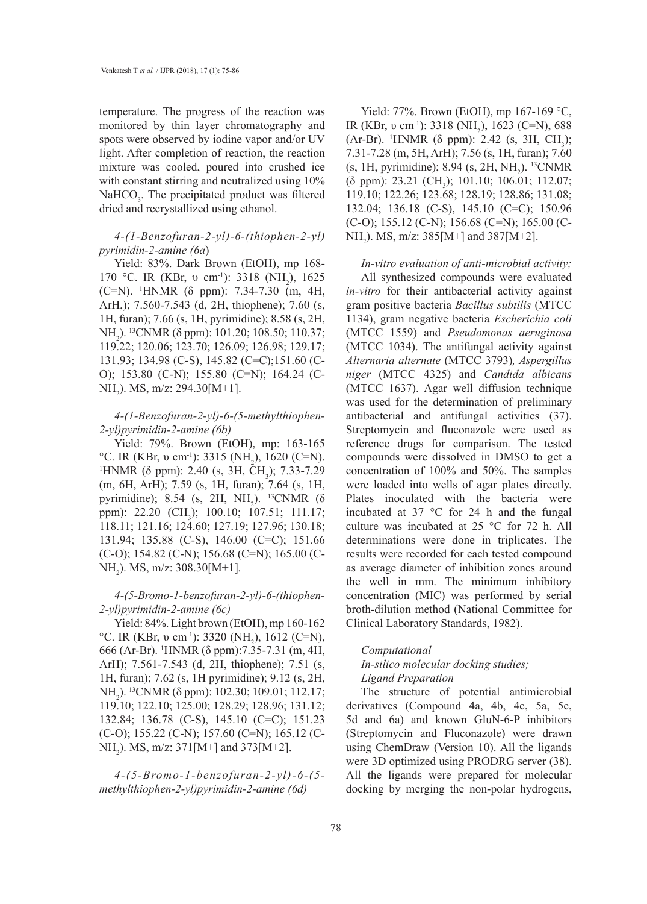temperature. The progress of the reaction was monitored by thin layer chromatography and spots were observed by iodine vapor and/or UV light. After completion of reaction, the reaction mixture was cooled, poured into crushed ice with constant stirring and neutralized using 10% $NaHCO_3$. The precipitated product was filtered dried and recrystallized using ethanol.

*4-(1-Benzofuran-2-yl)-6-(thiophen-2-yl) pyrimidin-2-amine (6a)*

Yield: 83%. Dark Brown (EtOH), mp 168-170 °C. IR (KBr, υ $cm^{-1}$): 3318 ($NH_2$), 1625 (C=N). $^1$HNMR (δ ppm): 7.34-7.30 (m, 4H, ArH,); 7.560-7.543 (d, 2H, thiophene); 7.60 (s, 1H, furan); 7.66 (s, 1H, pyrimidine); 8.58 (s, 2H, $NH_2$). $^{13}$CNMR (δ ppm): 101.20; 108.50; 110.37; 119.22; 120.06; 123.70; 126.09; 126.98; 129.17; 131.93; 134.98 (C-S), 145.82 (C=C);151.60 (C-O); 153.80 (C-N); 155.80 (C=N); 164.24 (C-$NH_2$). MS, m/z: 294.30[M+1].

*4-(1-Benzofuran-2-yl)-6-(5-methylthiophen-2-yl)pyrimidin-2-amine (6b)*

Yield: 79%. Brown (EtOH), mp: 163-165 °C. IR (KBr, υ $cm^{-1}$): 3315 ($NH_2$), 1620 (C=N). $^1$HNMR (δ ppm): 2.40 (s, 3H, $CH_3$); 7.33-7.29 (m, 6H, ArH); 7.59 (s, 1H, furan); 7.64 (s, 1H, pyrimidine); 8.54 (s, 2H, $NH_2$). $^{13}$CNMR (δ ppm): 22.20 ($CH_3$); 100.10; 107.51; 111.17; 118.11; 121.16; 124.60; 127.19; 127.96; 130.18; 131.94; 135.88 (C-S), 146.00 (C=C); 151.66 (C-O); 154.82 (C-N); 156.68 (C=N); 165.00 (C-$NH_2$). MS, m/z: 308.30[M+1].

*4-(5-Bromo-1-benzofuran-2-yl)-6-(thiophen-2-yl)pyrimidin-2-amine (6c)*

Yield: 84%. Light brown (EtOH), mp 160-162 °C. IR (KBr, υ $cm^{-1}$): 3320 ($NH_2$), 1612 (C=N), 666 (Ar-Br). $^1$HNMR (δ ppm):7.35-7.31 (m, 4H, ArH); 7.561-7.543 (d, 2H, thiophene); 7.51 (s, 1H, furan); 7.62 (s, 1H pyrimidine); 9.12 (s, 2H, $NH_2$). $^{13}$CNMR (δ ppm): 102.30; 109.01; 112.17; 119.10; 122.10; 125.00; 128.29; 128.96; 131.12; 132.84; 136.78 (C-S), 145.10 (C=C); 151.23 (C-O); 155.22 (C-N); 157.60 (C=N); 165.12 (C-$NH_2$). MS, m/z: 371[M+] and 373[M+2].

*4-(5-Bromo-1-benzofuran-2-yl)-6-(5-methylthiophen-2-yl)pyrimidin-2-amine (6d)*

Yield: 77%. Brown (EtOH), mp 167-169 °C, IR (KBr, υ $cm^{-1}$): 3318 ($NH_2$), 1623 (C=N), 688 (Ar-Br). $^1$HNMR (δ ppm): 2.42 (s, 3H, $CH_3$); 7.31-7.28 (m, 5H, ArH); 7.56 (s, 1H, furan); 7.60 (s, 1H, pyrimidine); 8.94 (s, 2H, $NH_2$). $^{13}$CNMR (δ ppm): 23.21 ($CH_3$); 101.10; 106.01; 112.07; 119.10; 122.26; 123.68; 128.19; 128.86; 131.08; 132.04; 136.18 (C-S), 145.10 (C=C); 150.96 (C-O); 155.12 (C-N); 156.68 (C=N); 165.00 (C-$NH_2$). MS, m/z: 385[M+] and 387[M+2].

*In-vitro evaluation of anti-microbial activity;*

All synthesized compounds were evaluated *in-vitro* for their antibacterial activity against gram positive bacteria *Bacillus subtilis* (MTCC 1134), gram negative bacteria *Escherichia coli* (MTCC 1559) and *Pseudomonas aeruginosa* (MTCC 1034). The antifungal activity against *Alternaria alternate* (MTCC 3793), *Aspergillus niger* (MTCC 4325) and *Candida albicans* (MTCC 1637). Agar well diffusion technique was used for the determination of preliminary antibacterial and antifungal activities (37). Streptomycin and fluconazole were used as reference drugs for comparison. The tested compounds were dissolved in DMSO to get a concentration of 100% and 50%. The samples were loaded into wells of agar plates directly. Plates inoculated with the bacteria were incubated at 37 °C for 24 h and the fungal culture was incubated at 25 °C for 72 h. All determinations were done in triplicates. The results were recorded for each tested compound as average diameter of inhibition zones around the well in mm. The minimum inhibitory concentration (MIC) was performed by serial broth-dilution method (National Committee for Clinical Laboratory Standards, 1982).

*Computational*

*In-silico molecular docking studies;*

*Ligand Preparation*

The structure of potential antimicrobial derivatives (Compound 4a, 4b, 4c, 5a, 5c, 5d and 6a) and known GluN-6-P inhibitors (Streptomycin and Fluconazole) were drawn using ChemDraw (Version 10). All the ligands were 3D optimized using PRODRG server (38). All the ligands were prepared for molecular docking by merging the non-polar hydrogens,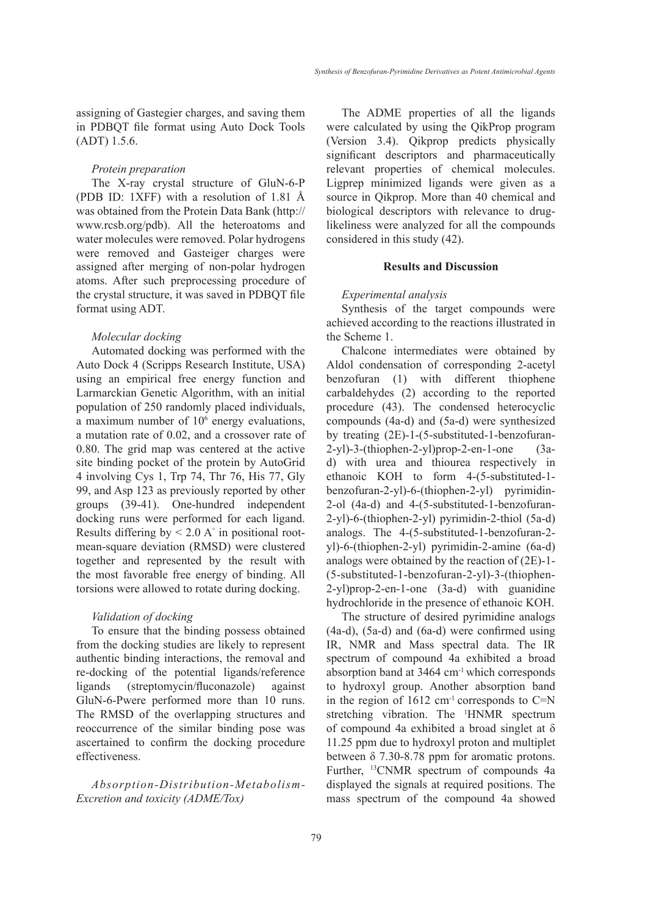assigning of Gastegier charges, and saving them in PDBQT file format using Auto Dock Tools (ADT) 1.5.6.

*Protein preparation*

The X-ray crystal structure of GluN-6-P (PDB ID: 1XFF) with a resolution of 1.81 Å was obtained from the Protein Data Bank (http://www.rcsb.org/pdb). All the heteroatoms and water molecules were removed. Polar hydrogens were removed and Gasteiger charges were assigned after merging of non-polar hydrogen atoms. After such preprocessing procedure of the crystal structure, it was saved in PDBQT file format using ADT.

*Molecular docking*

Automated docking was performed with the Auto Dock 4 (Scripps Research Institute, USA) using an empirical free energy function and Larmarckian Genetic Algorithm, with an initial population of 250 randomly placed individuals, a maximum number of $10^6$ energy evaluations, a mutation rate of 0.02, and a crossover rate of 0.80. The grid map was centered at the active site binding pocket of the protein by AutoGrid 4 involving Cys 1, Trp 74, Thr 76, His 77, Gly 99, and Asp 123 as previously reported by other groups (39-41). One-hundred independent docking runs were performed for each ligand. Results differing by < 2.0 A° in positional root-mean-square deviation (RMSD) were clustered together and represented by the result with the most favorable free energy of binding. All torsions were allowed to rotate during docking.

*Validation of docking*

To ensure that the binding possess obtained from the docking studies are likely to represent authentic binding interactions, the removal and re-docking of the potential ligands/reference ligands (streptomycin/fluconazole) against GluN-6-Pwere performed more than 10 runs. The RMSD of the overlapping structures and reoccurrence of the similar binding pose was ascertained to confirm the docking procedure effectiveness.

*Absorption-Distribution-Metabolism-Excretion and toxicity (ADME/Tox)*

The ADME properties of all the ligands were calculated by using the QikProp program (Version 3.4). Qikprop predicts physically significant descriptors and pharmaceutically relevant properties of chemical molecules. Ligprep minimized ligands were given as a source in Qikprop. More than 40 chemical and biological descriptors with relevance to drug-likeliness were analyzed for all the compounds considered in this study (42).

## Results and Discussion

*Experimental analysis*

Synthesis of the target compounds were achieved according to the reactions illustrated in the Scheme 1.

Chalcone intermediates were obtained by Aldol condensation of corresponding 2-acetyl benzofuran (1) with different thiophene carbaldehydes (2) according to the reported procedure (43). The condensed heterocyclic compounds (4a-d) and (5a-d) were synthesized by treating (2E)-1-(5-substituted-1-benzofuran-2-yl)-3-(thiophen-2-yl)prop-2-en-1-one (3a-d) with urea and thiourea respectively in ethanoic KOH to form 4-(5-substituted-1-benzofuran-2-yl)-6-(thiophen-2-yl) pyrimidin-2-ol (4a-d) and 4-(5-substituted-1-benzofuran-2-yl)-6-(thiophen-2-yl) pyrimidin-2-thiol (5a-d) analogs. The 4-(5-substituted-1-benzofuran-2-yl)-6-(thiophen-2-yl) pyrimidin-2-amine (6a-d) analogs were obtained by the reaction of (2E)-1-(5-substituted-1-benzofuran-2-yl)-3-(thiophen-2-yl)prop-2-en-1-one (3a-d) with guanidine hydrochloride in the presence of ethanoic KOH.

The structure of desired pyrimidine analogs (4a-d), (5a-d) and (6a-d) were confirmed using IR, NMR and Mass spectral data. The IR spectrum of compound 4a exhibited a broad absorption band at 3464 $cm^{-1}$ which corresponds to hydroxyl group. Another absorption band in the region of 1612 $cm^{-1}$ corresponds to C=N stretching vibration. The $^1$HNMR spectrum of compound 4a exhibited a broad singlet at δ 11.25 ppm due to hydroxyl proton and multiplet between δ 7.30-8.78 ppm for aromatic protons. Further, $^{13}$CNMR spectrum of compounds 4a displayed the signals at required positions. The mass spectrum of the compound 4a showed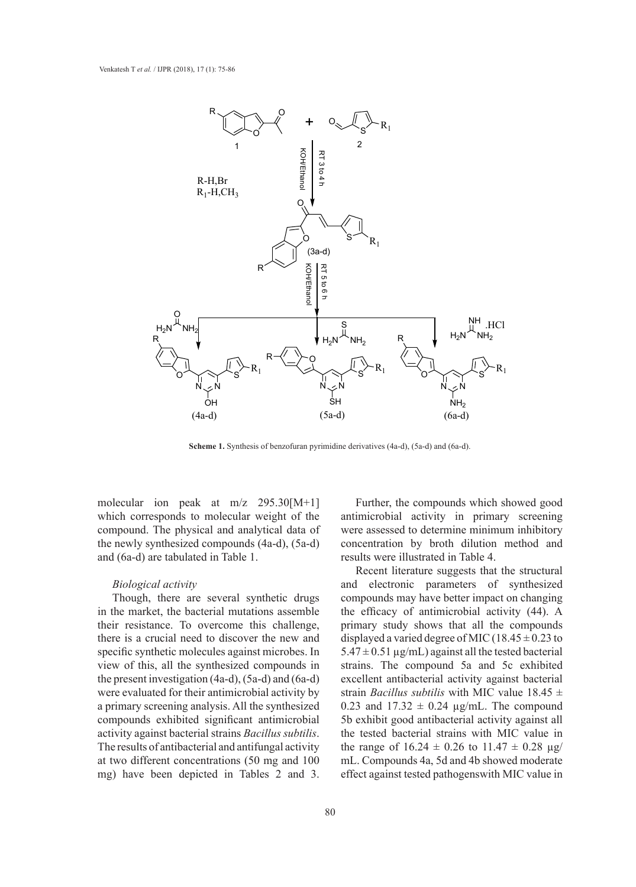Scheme 1. Synthesis of benzofuran pyrimidine derivatives (4a-d), (5a-d) and (6a-d).

molecular ion peak at m/z 295.30[M+1] which corresponds to molecular weight of the compound. The physical and analytical data of the newly synthesized compounds (4a-d), (5a-d) and (6a-d) are tabulated in Table 1.

*Biological activity*

Though, there are several synthetic drugs in the market, the bacterial mutations assemble their resistance. To overcome this challenge, there is a crucial need to discover the new and specific synthetic molecules against microbes. In view of this, all the synthesized compounds in the present investigation (4a-d), (5a-d) and (6a-d) were evaluated for their antimicrobial activity by a primary screening analysis. All the synthesized compounds exhibited significant antimicrobial activity against bacterial strains *Bacillus subtilis*. The results of antibacterial and antifungal activity at two different concentrations (50 mg and 100 mg) have been depicted in Tables 2 and 3. Further, the compounds which showed good antimicrobial activity in primary screening were assessed to determine minimum inhibitory concentration by broth dilution method and results were illustrated in Table 4.

Recent literature suggests that the structural and electronic parameters of synthesized compounds may have better impact on changing the efficacy of antimicrobial activity (44). A primary study shows that all the compounds displayed a varied degree of MIC ($18.45 \pm 0.23$ to $5.47 \pm 0.51$ µg/mL) against all the tested bacterial strains. The compound 5a and 5c exhibited excellent antibacterial activity against bacterial strain *Bacillus subtilis* with MIC value $18.45 \pm 0.23$ and $17.32 \pm 0.24$ µg/mL. The compound 5b exhibit good antibacterial activity against all the tested bacterial strains with MIC value in the range of $16.24 \pm 0.26$ to $11.47 \pm 0.28$ µg/mL. Compounds 4a, 5d and 4b showed moderate effect against tested pathogenswith MIC value in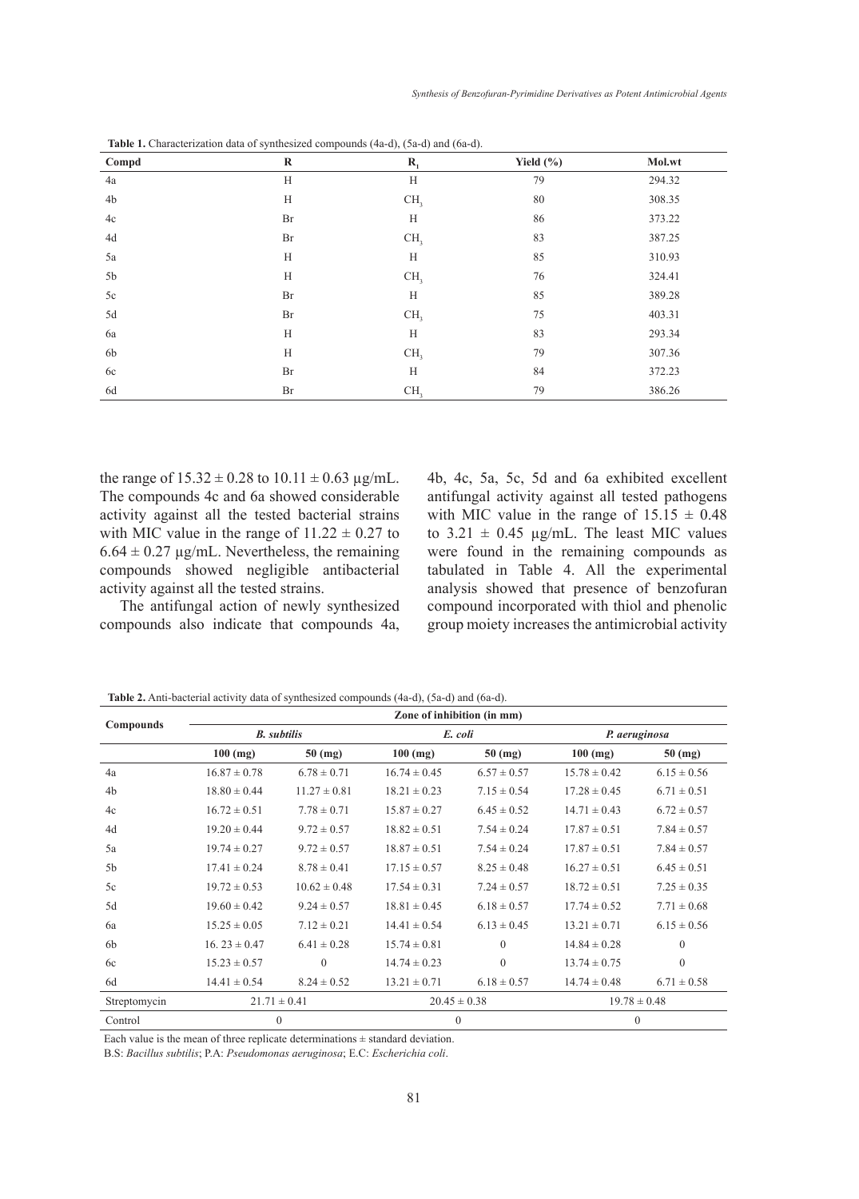**Table 1.** Characterization data of synthesized compounds (4a-d), (5a-d) and (6a-d).

| Compd | R | $R_1$ | Yield (%) | Mol.wt |
|---|---|---|---|---|
| 4a | H | H | 79 | 294.32 |
| 4b | H | $CH_3$ | 80 | 308.35 |
| 4c | Br | H | 86 | 373.22 |
| 4d | Br | $CH_3$ | 83 | 387.25 |
| 5a | H | H | 85 | 310.93 |
| 5b | H | $CH_3$ | 76 | 324.41 |
| 5c | Br | H | 85 | 389.28 |
| 5d | Br | $CH_3$ | 75 | 403.31 |
| 6a | H | H | 83 | 293.34 |
| 6b | H | $CH_3$ | 79 | 307.36 |
| 6c | Br | H | 84 | 372.23 |
| 6d | Br | $CH_3$ | 79 | 386.26 |

the range of $15.32 \pm 0.28$ to $10.11 \pm 0.63$ µg/mL. The compounds 4c and 6a showed considerable activity against all the tested bacterial strains with MIC value in the range of $11.22 \pm 0.27$ to $6.64 \pm 0.27$ µg/mL. Nevertheless, the remaining compounds showed negligible antibacterial activity against all the tested strains.

The antifungal action of newly synthesized compounds also indicate that compounds 4a, 4b, 4c, 5a, 5c, 5d and 6a exhibited excellent antifungal activity against all tested pathogens with MIC value in the range of $15.15 \pm 0.48$ to $3.21 \pm 0.45$ µg/mL. The least MIC values were found in the remaining compounds as tabulated in Table 4. All the experimental analysis showed that presence of benzofuran compound incorporated with thiol and phenolic group moiety increases the antimicrobial activity

**Table 2.** Anti-bacterial activity data of synthesized compounds (4a-d), (5a-d) and (6a-d).

| Compounds | Zone of inhibition (in mm) | | | | | |
|---|---|---|---|---|---|---|
| | *B. subtilis* | | *E. coli* | | *P. aeruginosa* | |
| | 100 (mg) | 50 (mg) | 100 (mg) | 50 (mg) | 100 (mg) | 50 (mg) |
| 4a | $16.87 \pm 0.78$ | $6.78 \pm 0.71$ | $16.74 \pm 0.45$ | $6.57 \pm 0.57$ | $15.78 \pm 0.42$ | $6.15 \pm 0.56$ |
| 4b | $18.80 \pm 0.44$ | $11.27 \pm 0.81$ | $18.21 \pm 0.23$ | $7.15 \pm 0.54$ | $17.28 \pm 0.45$ | $6.71 \pm 0.51$ |
| 4c | $16.72 \pm 0.51$ | $7.78 \pm 0.71$ | $15.87 \pm 0.27$ | $6.45 \pm 0.52$ | $14.71 \pm 0.43$ | $6.72 \pm 0.57$ |
| 4d | $19.20 \pm 0.44$ | $9.72 \pm 0.57$ | $18.82 \pm 0.51$ | $7.54 \pm 0.24$ | $17.87 \pm 0.51$ | $7.84 \pm 0.57$ |
| 5a | $19.74 \pm 0.27$ | $9.72 \pm 0.57$ | $18.87 \pm 0.51$ | $7.54 \pm 0.24$ | $17.87 \pm 0.51$ | $7.84 \pm 0.57$ |
| 5b | $17.41 \pm 0.24$ | $8.78 \pm 0.41$ | $17.15 \pm 0.57$ | $8.25 \pm 0.48$ | $16.27 \pm 0.51$ | $6.45 \pm 0.51$ |
| 5c | $19.72 \pm 0.53$ | $10.62 \pm 0.48$ | $17.54 \pm 0.31$ | $7.24 \pm 0.57$ | $18.72 \pm 0.51$ | $7.25 \pm 0.35$ |
| 5d | $19.60 \pm 0.42$ | $9.24 \pm 0.57$ | $18.81 \pm 0.45$ | $6.18 \pm 0.57$ | $17.74 \pm 0.52$ | $7.71 \pm 0.68$ |
| 6a | $15.25 \pm 0.05$ | $7.12 \pm 0.21$ | $14.41 \pm 0.54$ | $6.13 \pm 0.45$ | $13.21 \pm 0.71$ | $6.15 \pm 0.56$ |
| 6b | $16. 23 \pm 0.47$ | $6.41 \pm 0.28$ | $15.74 \pm 0.81$ | 0 | $14.84 \pm 0.28$ | 0 |
| 6c | $15.23 \pm 0.57$ | 0 | $14.74 \pm 0.23$ | 0 | $13.74 \pm 0.75$ | 0 |
| 6d | $14.41 \pm 0.54$ | $8.24 \pm 0.52$ | $13.21 \pm 0.71$ | $6.18 \pm 0.57$ | $14.74 \pm 0.48$ | $6.71 \pm 0.58$ |
| Streptomycin | $21.71 \pm 0.41$ | | $20.45 \pm 0.38$ | | $19.78 \pm 0.48$ | |
| Control | 0 | | 0 | | 0 | |

Each value is the mean of three replicate determinations ± standard deviation.

B.S: *Bacillus subtilis*; P.A: *Pseudomonas aeruginosa*; E.C: *Escherichia coli*.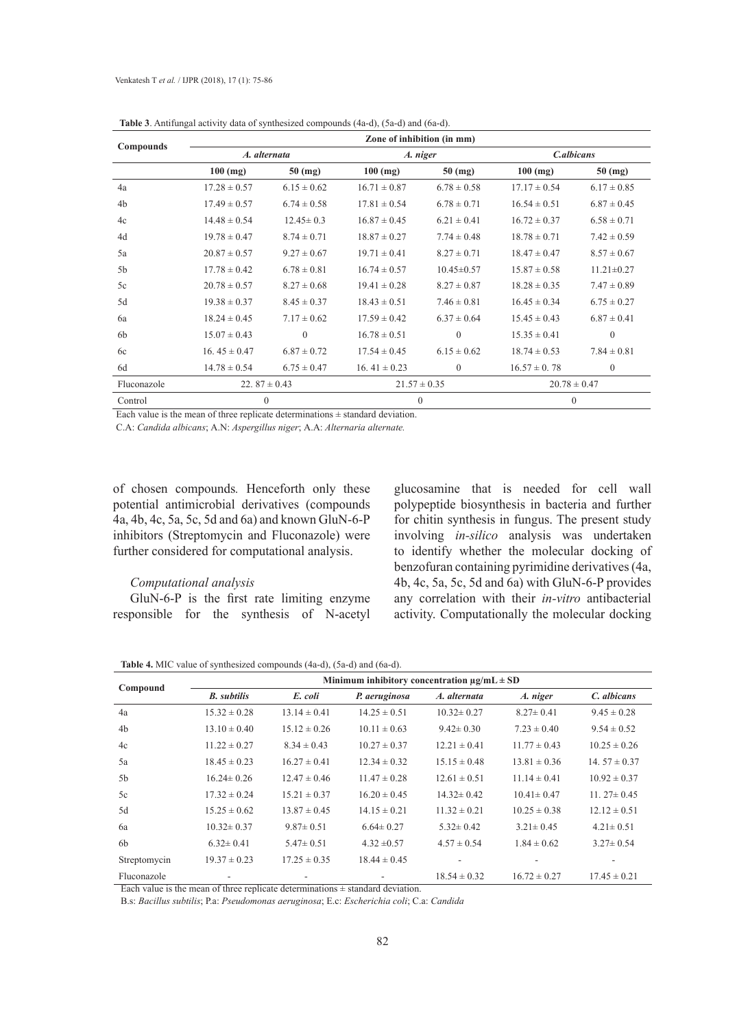**Table 3**. Antifungal activity data of synthesized compounds (4a-d), (5a-d) and (6a-d).

| Compounds | Zone of inhibition (in mm) | | | | | |
|---|---|---|---|---|---|---|
| | *A. alternata* | | *A. niger* | | *C.albicans* | |
| | 100 (mg) | 50 (mg) | 100 (mg) | 50 (mg) | 100 (mg) | 50 (mg) |
| 4a | 17.28 ± 0.57 | 6.15 ± 0.62 | 16.71 ± 0.87 | 6.78 ± 0.58 | 17.17 ± 0.54 | 6.17 ± 0.85 |
| 4b | 17.49 ± 0.57 | 6.74 ± 0.58 | 17.81 ± 0.54 | 6.78 ± 0.71 | 16.54 ± 0.51 | 6.87 ± 0.45 |
| 4c | 14.48 ± 0.54 | 12.45± 0.3 | 16.87 ± 0.45 | 6.21 ± 0.41 | 16.72 ± 0.37 | 6.58 ± 0.71 |
| 4d | 19.78 ± 0.47 | 8.74 ± 0.71 | 18.87 ± 0.27 | 7.74 ± 0.48 | 18.78 ± 0.71 | 7.42 ± 0.59 |
| 5a | 20.87 ± 0.57 | 9.27 ± 0.67 | 19.71 ± 0.41 | 8.27 ± 0.71 | 18.47 ± 0.47 | 8.57 ± 0.67 |
| 5b | 17.78 ± 0.42 | 6.78 ± 0.81 | 16.74 ± 0.57 | 10.45±0.57 | 15.87 ± 0.58 | 11.21±0.27 |
| 5c | 20.78 ± 0.57 | 8.27 ± 0.68 | 19.41 ± 0.28 | 8.27 ± 0.87 | 18.28 ± 0.35 | 7.47 ± 0.89 |
| 5d | 19.38 ± 0.37 | 8.45 ± 0.37 | 18.43 ± 0.51 | 7.46 ± 0.81 | 16.45 ± 0.34 | 6.75 ± 0.27 |
| 6a | 18.24 ± 0.45 | 7.17 ± 0.62 | 17.59 ± 0.42 | 6.37 ± 0.64 | 15.45 ± 0.43 | 6.87 ± 0.41 |
| 6b | 15.07 ± 0.43 | 0 | 16.78 ± 0.51 | 0 | 15.35 ± 0.41 | 0 |
| 6c | 16. 45 ± 0.47 | 6.87 ± 0.72 | 17.54 ± 0.45 | 6.15 ± 0.62 | 18.74 ± 0.53 | 7.84 ± 0.81 |
| 6d | 14.78 ± 0.54 | 6.75 ± 0.47 | 16. 41 ± 0.23 | 0 | 16.57 ± 0. 78 | 0 |
| Fluconazole | 22. 87 ± 0.43 | | 21.57 ± 0.35 | | 20.78 ± 0.47 | |
| Control | 0 | | 0 | | 0 | |

Each value is the mean of three replicate determinations ± standard deviation.

C.A: *Candida albicans*; A.N: *Aspergillus niger*; A.A: *Alternaria alternate.*

of chosen compounds. Henceforth only these potential antimicrobial derivatives (compounds 4a, 4b, 4c, 5a, 5c, 5d and 6a) and known GluN-6-P inhibitors (Streptomycin and Fluconazole) were further considered for computational analysis.

### *Computational analysis*

GluN-6-P is the first rate limiting enzyme responsible for the synthesis of N-acetyl glucosamine that is needed for cell wall polypeptide biosynthesis in bacteria and further for chitin synthesis in fungus. The present study involving *in-silico* analysis was undertaken to identify whether the molecular docking of benzofuran containing pyrimidine derivatives (4a, 4b, 4c, 5a, 5c, 5d and 6a) with GluN-6-P provides any correlation with their *in-vitro* antibacterial activity. Computationally the molecular docking

**Table 4.** MIC value of synthesized compounds (4a-d), (5a-d) and (6a-d).

| Compound | Minimum inhibitory concentration μg/mL ± SD | | | | | |
|---|---|---|---|---|---|---|
| | *B. subtilis* | *E. coli* | *P. aeruginosa* | *A. alternata* | *A. niger* | *C. albicans* |
| 4a | 15.32 ± 0.28 | 13.14 ± 0.41 | 14.25 ± 0.51 | 10.32± 0.27 | 8.27± 0.41 | 9.45 ± 0.28 |
| 4b | 13.10 ± 0.40 | 15.12 ± 0.26 | 10.11 ± 0.63 | 9.42± 0.30 | 7.23 ± 0.40 | 9.54 ± 0.52 |
| 4c | 11.22 ± 0.27 | 8.34 ± 0.43 | 10.27 ± 0.37 | 12.21 ± 0.41 | 11.77 ± 0.43 | 10.25 ± 0.26 |
| 5a | 18.45 ± 0.23 | 16.27 ± 0.41 | 12.34 ± 0.32 | 15.15 ± 0.48 | 13.81 ± 0.36 | 14. 57 ± 0.37 |
| 5b | 16.24± 0.26 | 12.47 ± 0.46 | 11.47 ± 0.28 | 12.61 ± 0.51 | 11.14 ± 0.41 | 10.92 ± 0.37 |
| 5c | 17.32 ± 0.24 | 15.21 ± 0.37 | 16.20 ± 0.45 | 14.32± 0.42 | 10.41± 0.47 | 11. 27± 0.45 |
| 5d | 15.25 ± 0.62 | 13.87 ± 0.45 | 14.15 ± 0.21 | 11.32 ± 0.21 | 10.25 ± 0.38 | 12.12 ± 0.51 |
| 6a | 10.32± 0.37 | 9.87± 0.51 | 6.64± 0.27 | 5.32± 0.42 | 3.21± 0.45 | 4.21± 0.51 |
| 6b | 6.32± 0.41 | 5.47± 0.51 | 4.32 ±0.57 | 4.57 ± 0.54 | 1.84 ± 0.62 | 3.27± 0.54 |
| Streptomycin | 19.37 ± 0.23 | 17.25 ± 0.35 | 18.44 ± 0.45 | - | - | - |
| Fluconazole | - | - | - | 18.54 ± 0.32 | 16.72 ± 0.27 | 17.45 ± 0.21 |

Each value is the mean of three replicate determinations ± standard deviation.

B.s: *Bacillus subtilis*; P.a: *Pseudomonas aeruginosa*; E.c: *Escherichia coli*; C.a: *Candida*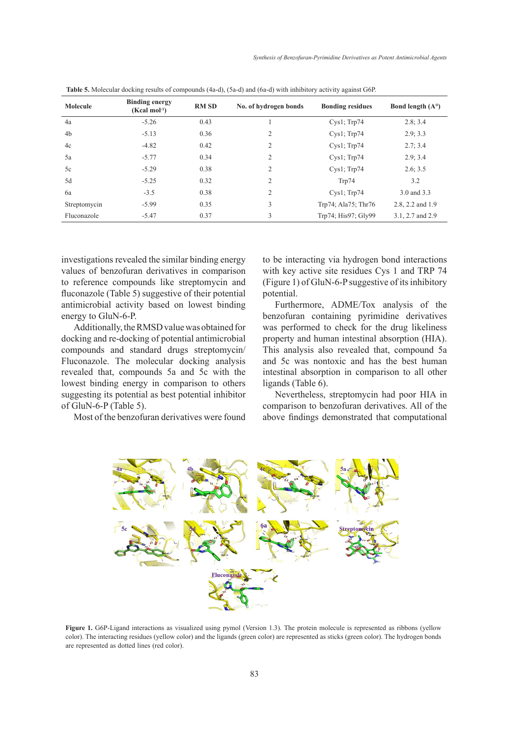**Table 5.** Molecular docking results of compounds (4a-d), (5a-d) and (6a-d) with inhibitory activity against G6P.

| Molecule | Binding energy (Kcal mol$^{-1}$) | RM SD | No. of hydrogen bonds | Bonding residues | Bond length (A°) |
|---|---|---|---|---|---|
| 4a | -5.26 | 0.43 | 1 | Cys1; Trp74 | 2.8; 3.4 |
| 4b | -5.13 | 0.36 | 2 | Cys1; Trp74 | 2.9; 3.3 |
| 4c | -4.82 | 0.42 | 2 | Cys1; Trp74 | 2.7; 3.4 |
| 5a | -5.77 | 0.34 | 2 | Cys1; Trp74 | 2.9; 3.4 |
| 5c | -5.29 | 0.38 | 2 | Cys1; Trp74 | 2.6; 3.5 |
| 5d | -5.25 | 0.32 | 2 | Trp74 | 3.2 |
| 6a | -3.5 | 0.38 | 2 | Cys1; Trp74 | 3.0 and 3.3 |
| Streptomycin | -5.99 | 0.35 | 3 | Trp74; Ala75; Thr76 | 2.8, 2.2 and 1.9 |
| Fluconazole | -5.47 | 0.37 | 3 | Trp74; His97; Gly99 | 3.1, 2.7 and 2.9 |

investigations revealed the similar binding energy values of benzofuran derivatives in comparison to reference compounds like streptomycin and fluconazole (Table 5) suggestive of their potential antimicrobial activity based on lowest binding energy to GluN-6-P.

Additionally, the RMSD value was obtained for docking and re-docking of potential antimicrobial compounds and standard drugs streptomycin/Fluconazole. The molecular docking analysis revealed that, compounds 5a and 5c with the lowest binding energy in comparison to others suggesting its potential as best potential inhibitor of GluN-6-P (Table 5).

Most of the benzofuran derivatives were found to be interacting via hydrogen bond interactions with key active site residues Cys 1 and TRP 74 (Figure 1) of GluN-6-P suggestive of its inhibitory potential.

Furthermore, ADME/Tox analysis of the benzofuran containing pyrimidine derivatives was performed to check for the drug likeliness property and human intestinal absorption (HIA). This analysis also revealed that, compound 5a and 5c was nontoxic and has the best human intestinal absorption in comparison to all other ligands (Table 6).

Nevertheless, streptomycin had poor HIA in comparison to benzofuran derivatives. All of the above findings demonstrated that computational

**Figure 1.** G6P-Ligand interactions as visualized using pymol (Version 1.3). The protein molecule is represented as ribbons (yellow color). The interacting residues (yellow color) and the ligands (green color) are represented as sticks (green color). The hydrogen bonds are represented as dotted lines (red color).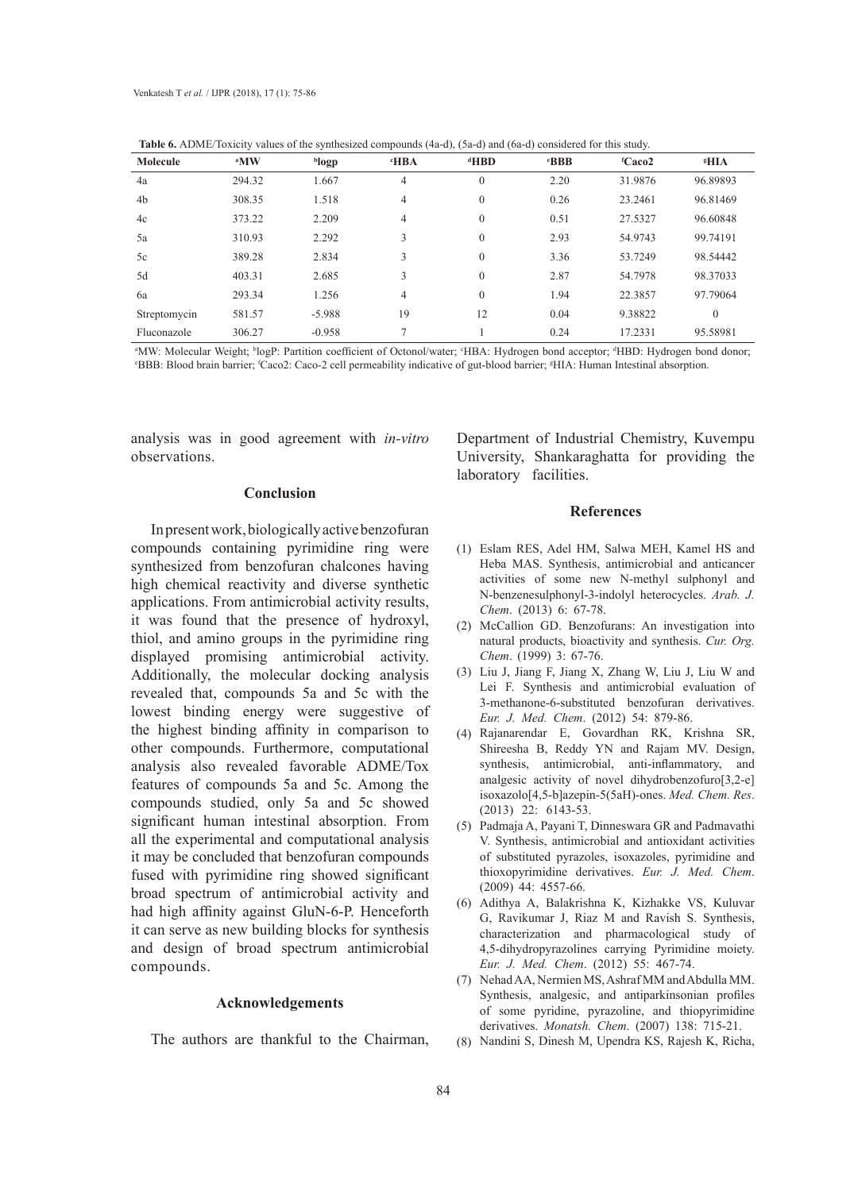**Table 6.** ADME/Toxicity values of the synthesized compounds (4a-d), (5a-d) and (6a-d) considered for this study.

| Molecule | [a]MW | [b]logp | [c]HBA | [d]HBD | [e]BBB | [f]Caco2 | [g]HIA |
|---|---|---|---|---|---|---|---|
| 4a | 294.32 | 1.667 | 4 | 0 | 2.20 | 31.9876 | 96.89893 |
| 4b | 308.35 | 1.518 | 4 | 0 | 0.26 | 23.2461 | 96.81469 |
| 4c | 373.22 | 2.209 | 4 | 0 | 0.51 | 27.5327 | 96.60848 |
| 5a | 310.93 | 2.292 | 3 | 0 | 2.93 | 54.9743 | 99.74191 |
| 5c | 389.28 | 2.834 | 3 | 0 | 3.36 | 53.7249 | 98.54442 |
| 5d | 403.31 | 2.685 | 3 | 0 | 2.87 | 54.7978 | 98.37033 |
| 6a | 293.34 | 1.256 | 4 | 0 | 1.94 | 22.3857 | 97.79064 |
| Streptomycin | 581.57 | -5.988 | 19 | 12 | 0.04 | 9.38822 | 0 |
| Fluconazole | 306.27 | -0.958 | 7 | 1 | 0.24 | 17.2331 | 95.58981 |

[a]MW: Molecular Weight; [b]logP: Partition coefficient of Octonol/water; [c]HBA: Hydrogen bond acceptor; [d]HBD: Hydrogen bond donor; [e]BBB: Blood brain barrier; [f]Caco2: Caco-2 cell permeability indicative of gut-blood barrier; [g]HIA: Human Intestinal absorption.

analysis was in good agreement with *in-vitro* observations.

## Conclusion

In present work, biologically active benzofuran compounds containing pyrimidine ring were synthesized from benzofuran chalcones having high chemical reactivity and diverse synthetic applications. From antimicrobial activity results, it was found that the presence of hydroxyl, thiol, and amino groups in the pyrimidine ring displayed promising antimicrobial activity. Additionally, the molecular docking analysis revealed that, compounds 5a and 5c with the lowest binding energy were suggestive of the highest binding affinity in comparison to other compounds. Furthermore, computational analysis also revealed favorable ADME/Tox features of compounds 5a and 5c. Among the compounds studied, only 5a and 5c showed significant human intestinal absorption. From all the experimental and computational analysis it may be concluded that benzofuran compounds fused with pyrimidine ring showed significant broad spectrum of antimicrobial activity and had high affinity against GluN-6-P. Henceforth it can serve as new building blocks for synthesis and design of broad spectrum antimicrobial compounds.

## Acknowledgements

The authors are thankful to the Chairman, Department of Industrial Chemistry, Kuvempu University, Shankaraghatta for providing the laboratory facilities.

## References

(1) Eslam RES, Adel HM, Salwa MEH, Kamel HS and Heba MAS. Synthesis, antimicrobial and anticancer activities of some new N-methyl sulphonyl and N-benzenesulphonyl-3-indolyl heterocycles. *Arab. J. Chem*. (2013) 6: 67-78.

(2) McCallion GD. Benzofurans: An investigation into natural products, bioactivity and synthesis. *Cur. Org. Chem*. (1999) 3: 67-76.

(3) Liu J, Jiang F, Jiang X, Zhang W, Liu J, Liu W and Lei F. Synthesis and antimicrobial evaluation of 3-methanone-6-substituted benzofuran derivatives. *Eur. J. Med. Chem*. (2012) 54: 879-86.

(4) Rajanarendar E, Govardhan RK, Krishna SR, Shireesha B, Reddy YN and Rajam MV. Design, synthesis, antimicrobial, anti-inflammatory, and analgesic activity of novel dihydrobenzofuro[3,2-e] isoxazolo[4,5-b]azepin-5(5aH)-ones. *Med. Chem. Res*. (2013) 22: 6143-53.

(5) Padmaja A, Payani T, Dinneswara GR and Padmavathi V. Synthesis, antimicrobial and antioxidant activities of substituted pyrazoles, isoxazoles, pyrimidine and thioxopyrimidine derivatives. *Eur. J. Med. Chem*. (2009) 44: 4557-66.

(6) Adithya A, Balakrishna K, Kizhakke VS, Kuluvar G, Ravikumar J, Riaz M and Ravish S. Synthesis, characterization and pharmacological study of 4,5-dihydropyrazolines carrying Pyrimidine moiety. *Eur. J. Med. Chem*. (2012) 55: 467-74.

(7) Nehad AA, Nermien MS, Ashraf MM and Abdulla MM. Synthesis, analgesic, and antiparkinsonian profiles of some pyridine, pyrazoline, and thiopyrimidine derivatives. *Monatsh. Chem*. (2007) 138: 715-21.

(8) Nandini S, Dinesh M, Upendra KS, Rajesh K, Richa,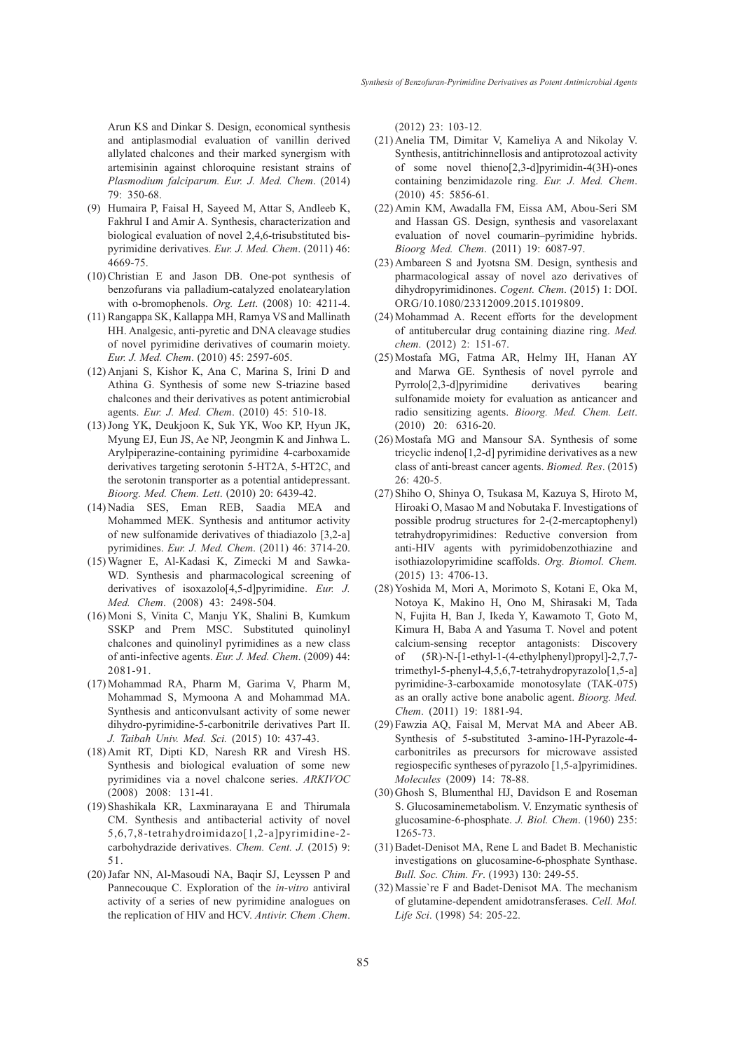Arun KS and Dinkar S. Design, economical synthesis and antiplasmodial evaluation of vanillin derived allylated chalcones and their marked synergism with artemisinin against chloroquine resistant strains of *Plasmodium falciparum. Eur. J. Med. Chem*. (2014) 79: 350-68.

(9) Humaira P, Faisal H, Sayeed M, Attar S, Andleeb K, Fakhrul I and Amir A. Synthesis, characterization and biological evaluation of novel 2,4,6-trisubstituted bis-pyrimidine derivatives. *Eur. J. Med. Chem*. (2011) 46: 4669-75.

(10) Christian E and Jason DB. One-pot synthesis of benzofurans via palladium-catalyzed enolatearylation with o-bromophenols. *Org. Lett*. (2008) 10: 4211-4.

(11) Rangappa SK, Kallappa MH, Ramya VS and Mallinath HH. Analgesic, anti-pyretic and DNA cleavage studies of novel pyrimidine derivatives of coumarin moiety. *Eur. J. Med. Chem*. (2010) 45: 2597-605.

(12) Anjani S, Kishor K, Ana C, Marina S, Irini D and Athina G. Synthesis of some new S-triazine based chalcones and their derivatives as potent antimicrobial agents. *Eur. J. Med. Chem*. (2010) 45: 510-18.

(13) Jong YK, Deukjoon K, Suk YK, Woo KP, Hyun JK, Myung EJ, Eun JS, Ae NP, Jeongmin K and Jinhwa L. Arylpiperazine-containing pyrimidine 4-carboxamide derivatives targeting serotonin 5-HT2A, 5-HT2C, and the serotonin transporter as a potential antidepressant. *Bioorg. Med. Chem. Lett*. (2010) 20: 6439-42.

(14) Nadia SES, Eman REB, Saadia MEA and Mohammed MEK. Synthesis and antitumor activity of new sulfonamide derivatives of thiadiazolo [3,2-a] pyrimidines. *Eur. J. Med. Chem*. (2011) 46: 3714-20.

(15) Wagner E, Al-Kadasi K, Zimecki M and Sawka-WD. Synthesis and pharmacological screening of derivatives of isoxazolo[4,5-d]pyrimidine. *Eur. J. Med. Chem*. (2008) 43: 2498-504.

(16) Moni S, Vinita C, Manju YK, Shalini B, Kumkum SSKP and Prem MSC. Substituted quinolinyl chalcones and quinolinyl pyrimidines as a new class of anti-infective agents. *Eur. J. Med. Chem*. (2009) 44: 2081-91.

(17) Mohammad RA, Pharm M, Garima V, Pharm M, Mohammad S, Mymoona A and Mohammad MA. Synthesis and anticonvulsant activity of some newer dihydro-pyrimidine-5-carbonitrile derivatives Part II. *J. Taibah Univ. Med. Sci.* (2015) 10: 437-43.

(18) Amit RT, Dipti KD, Naresh RR and Viresh HS. Synthesis and biological evaluation of some new pyrimidines via a novel chalcone series. *ARKIVOC* (2008) 2008: 131-41.

(19) Shashikala KR, Laxminarayana E and Thirumala CM. Synthesis and antibacterial activity of novel 5,6,7,8-tetrahydroimidazo[1,2-a]pyrimidine-2-carbohydrazide derivatives. *Chem. Cent. J.* (2015) 9: 51.

(20) Jafar NN, Al-Masoudi NA, Baqir SJ, Leyssen P and Pannecouque C. Exploration of the *in-vitro* antiviral activity of a series of new pyrimidine analogues on the replication of HIV and HCV. *Antivir. Chem .Chem*. (2012) 23: 103-12.

(21) Anelia TM, Dimitar V, Kameliya A and Nikolay V. Synthesis, antitrichinnellosis and antiprotozoal activity of some novel thieno[2,3-d]pyrimidin-4(3H)-ones containing benzimidazole ring. *Eur. J. Med. Chem*. (2010) 45: 5856-61.

(22) Amin KM, Awadalla FM, Eissa AM, Abou-Seri SM and Hassan GS. Design, synthesis and vasorelaxant evaluation of novel coumarin–pyrimidine hybrids. *Bioorg Med. Chem*. (2011) 19: 6087-97.

(23) Ambareen S and Jyotsna SM. Design, synthesis and pharmacological assay of novel azo derivatives of dihydropyrimidinones. *Cogent. Chem*. (2015) 1: DOI. ORG/10.1080/23312009.2015.1019809.

(24) Mohammad A. Recent efforts for the development of antitubercular drug containing diazine ring. *Med. chem*. (2012) 2: 151-67.

(25) Mostafa MG, Fatma AR, Helmy IH, Hanan AY and Marwa GE. Synthesis of novel pyrrole and Pyrrolo[2,3-d]pyrimidine derivatives bearing sulfonamide moiety for evaluation as anticancer and radio sensitizing agents. *Bioorg. Med. Chem. Lett*. (2010) 20: 6316-20.

(26) Mostafa MG and Mansour SA. Synthesis of some tricyclic indeno[1,2-d] pyrimidine derivatives as a new class of anti-breast cancer agents. *Biomed. Res*. (2015) 26: 420-5.

(27) Shiho O, Shinya O, Tsukasa M, Kazuya S, Hiroto M, Hiroaki O, Masao M and Nobutaka F. Investigations of possible prodrug structures for 2-(2-mercaptophenyl) tetrahydropyrimidines: Reductive conversion from anti-HIV agents with pyrimidobenzothiazine and isothiazolopyrimidine scaffolds. *Org. Biomol. Chem.* (2015) 13: 4706-13.

(28) Yoshida M, Mori A, Morimoto S, Kotani E, Oka M, Notoya K, Makino H, Ono M, Shirasaki M, Tada N, Fujita H, Ban J, Ikeda Y, Kawamoto T, Goto M, Kimura H, Baba A and Yasuma T. Novel and potent calcium-sensing receptor antagonists: Discovery of (5R)-N-[1-ethyl-1-(4-ethylphenyl)propyl]-2,7,7-trimethyl-5-phenyl-4,5,6,7-tetrahydropyrazolo[1,5-a] pyrimidine-3-carboxamide monotosylate (TAK-075) as an orally active bone anabolic agent. *Bioorg. Med. Chem*. (2011) 19: 1881-94.

(29) Fawzia AQ, Faisal M, Mervat MA and Abeer AB. Synthesis of 5-substituted 3-amino-1H-Pyrazole-4-carbonitriles as precursors for microwave assisted regiospecific syntheses of pyrazolo [1,5-a]pyrimidines. *Molecules* (2009) 14: 78-88.

(30) Ghosh S, Blumenthal HJ, Davidson E and Roseman S. Glucosaminemetabolism. V. Enzymatic synthesis of glucosamine-6-phosphate. *J. Biol. Chem*. (1960) 235: 1265-73.

(31) Badet-Denisot MA, Rene L and Badet B. Mechanistic investigations on glucosamine-6-phosphate Synthase. *Bull. Soc. Chim. Fr*. (1993) 130: 249-55.

(32) Massie`re F and Badet-Denisot MA. The mechanism of glutamine-dependent amidotransferases. *Cell. Mol. Life Sci*. (1998) 54: 205-22.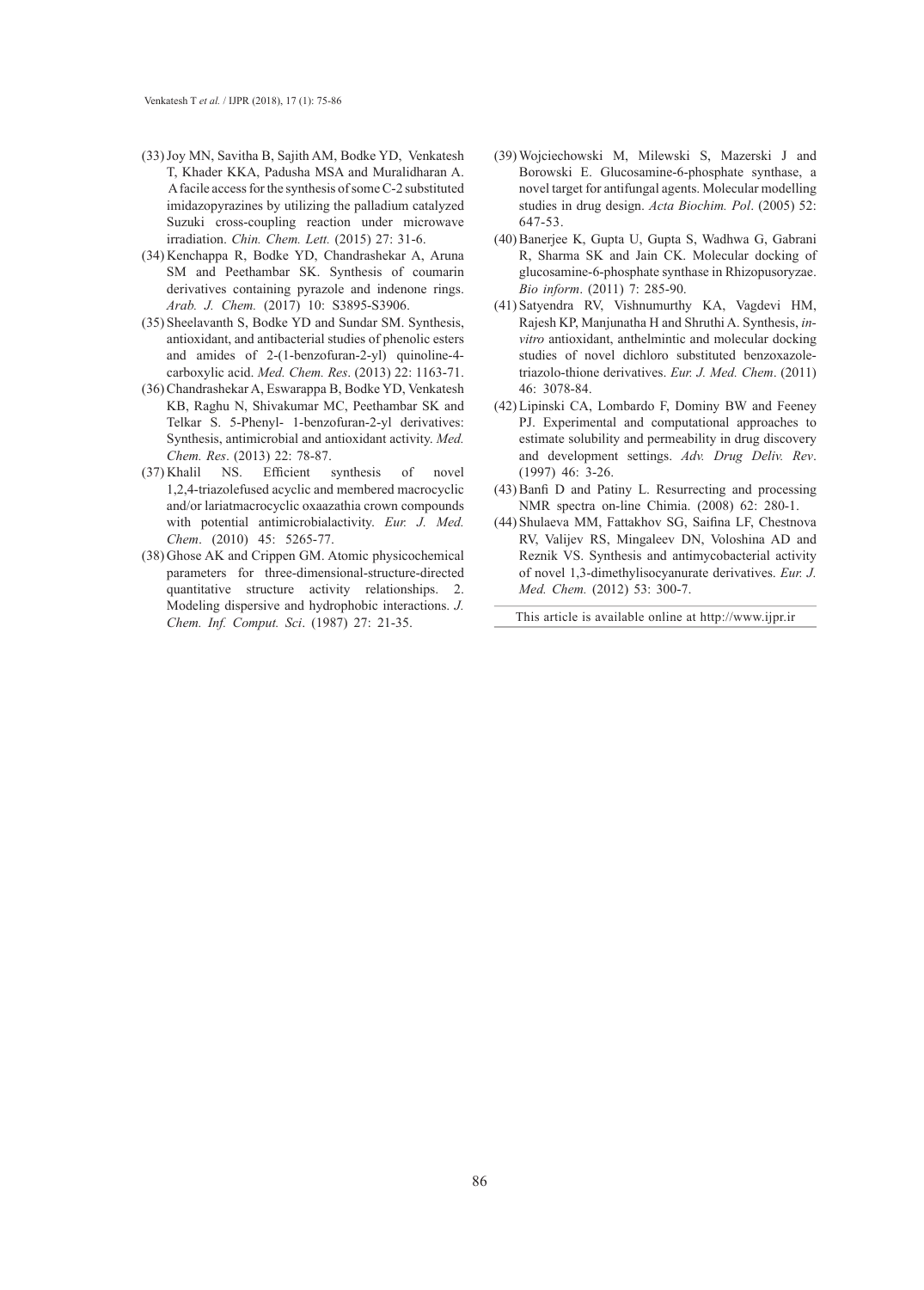(33) Joy MN, Savitha B, Sajith AM, Bodke YD, Venkatesh T, Khader KKA, Padusha MSA and Muralidharan A. A facile access for the synthesis of some C-2 substituted imidazopyrazines by utilizing the palladium catalyzed Suzuki cross-coupling reaction under microwave irradiation. *Chin. Chem. Lett.* (2015) 27: 31-6.

(34) Kenchappa R, Bodke YD, Chandrashekar A, Aruna SM and Peethambar SK. Synthesis of coumarin derivatives containing pyrazole and indenone rings. *Arab. J. Chem.* (2017) 10: S3895-S3906.

(35) Sheelavanth S, Bodke YD and Sundar SM. Synthesis, antioxidant, and antibacterial studies of phenolic esters and amides of 2-(1-benzofuran-2-yl) quinoline-4-carboxylic acid. *Med. Chem. Res*. (2013) 22: 1163-71.

(36) Chandrashekar A, Eswarappa B, Bodke YD, Venkatesh KB, Raghu N, Shivakumar MC, Peethambar SK and Telkar S. 5-Phenyl- 1-benzofuran-2-yl derivatives: Synthesis, antimicrobial and antioxidant activity. *Med. Chem. Res*. (2013) 22: 78-87.

(37) Khalil NS. Efficient synthesis of novel 1,2,4-triazolefused acyclic and membered macrocyclic and/or lariatmacrocyclic oxaazathia crown compounds with potential antimicrobialactivity. *Eur. J. Med. Chem*. (2010) 45: 5265-77.

(38) Ghose AK and Crippen GM. Atomic physicochemical parameters for three-dimensional-structure-directed quantitative structure activity relationships. 2. Modeling dispersive and hydrophobic interactions. *J. Chem. Inf. Comput. Sci*. (1987) 27: 21-35.

(39) Wojciechowski M, Milewski S, Mazerski J and Borowski E. Glucosamine-6-phosphate synthase, a novel target for antifungal agents. Molecular modelling studies in drug design. *Acta Biochim. Pol*. (2005) 52: 647-53.

(40) Banerjee K, Gupta U, Gupta S, Wadhwa G, Gabrani R, Sharma SK and Jain CK. Molecular docking of glucosamine-6-phosphate synthase in Rhizopusoryzae. *Bio inform*. (2011) 7: 285-90.

(41) Satyendra RV, Vishnumurthy KA, Vagdevi HM, Rajesh KP, Manjunatha H and Shruthi A. Synthesis, *in-vitro* antioxidant, anthelmintic and molecular docking studies of novel dichloro substituted benzoxazole-triazolo-thione derivatives. *Eur. J. Med. Chem*. (2011) 46: 3078-84.

(42) Lipinski CA, Lombardo F, Dominy BW and Feeney PJ. Experimental and computational approaches to estimate solubility and permeability in drug discovery and development settings. *Adv. Drug Deliv. Rev*. (1997) 46: 3-26.

(43) Banfi D and Patiny L. Resurrecting and processing NMR spectra on-line Chimia. (2008) 62: 280-1.

(44) Shulaeva MM, Fattakhov SG, Saifina LF, Chestnova RV, Valijev RS, Mingaleev DN, Voloshina AD and Reznik VS. Synthesis and antimycobacterial activity of novel 1,3-dimethylisocyanurate derivatives. *Eur. J. Med. Chem.* (2012) 53: 300-7.

This article is available online at http://www.ijpr.ir